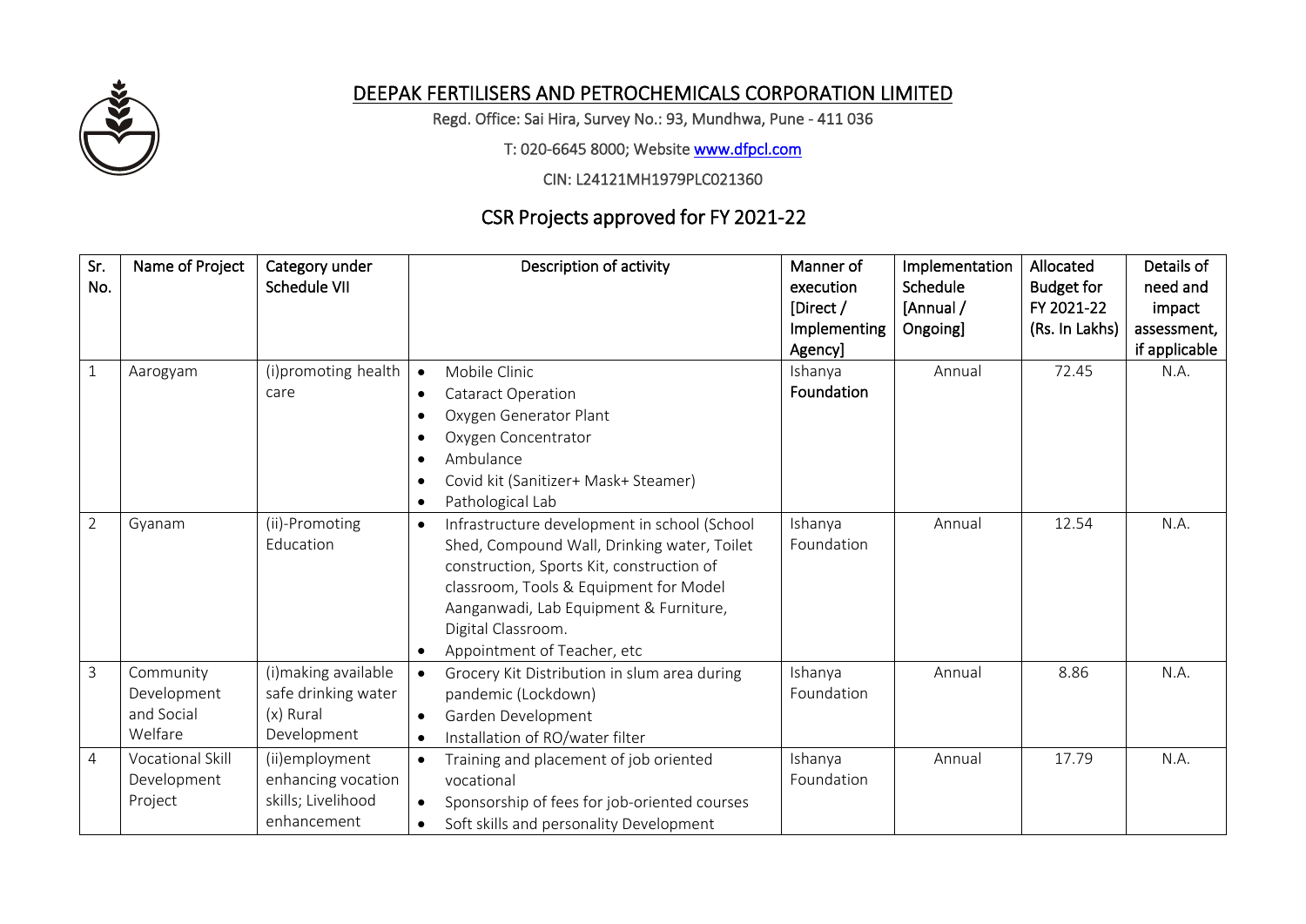# DEEPAK FERTILISERS AND PETROCHEMICALS CORPORATION LIMITED

Regd. Office: Sai Hira, Survey No.: 93, Mundhwa, Pune - 411 036

T: 020-6645 8000; Website www.dfpcl.com

CIN: L24121MH1979PLC021360

## CSR Projects approved for FY 2021-22

| Sr. No. | Name of Project | Category under Schedule VII | Description of activity | Manner of execution [Direct / Implementing Agency] | Implementation Schedule [Annual / Ongoing] | Allocated Budget for FY 2021-22 (Rs. In Lakhs) | Details of need and impact assessment, if applicable |
|---|---|---|---|---|---|---|---|
| 1 | Aarogyam | (i)promoting health care | • Mobile Clinic<br>• Cataract Operation<br>• Oxygen Generator Plant<br>• Oxygen Concentrator<br>• Ambulance<br>• Covid kit (Sanitizer+ Mask+ Steamer)<br>• Pathological Lab | Ishanya Foundation | Annual | 72.45 | N.A. |
| 2 | Gyanam | (ii)-Promoting Education | • Infrastructure development in school (School Shed, Compound Wall, Drinking water, Toilet construction, Sports Kit, construction of classroom, Tools & Equipment for Model Aanganwadi, Lab Equipment & Furniture, Digital Classroom.<br>• Appointment of Teacher, etc | Ishanya Foundation | Annual | 12.54 | N.A. |
| 3 | Community Development and Social Welfare | (i)making available safe drinking water (x) Rural Development | • Grocery Kit Distribution in slum area during pandemic (Lockdown)<br>• Garden Development<br>• Installation of RO/water filter | Ishanya Foundation | Annual | 8.86 | N.A. |
| 4 | Vocational Skill Development Project | (ii)employment enhancing vocation skills; Livelihood enhancement | • Training and placement of job oriented vocational<br>• Sponsorship of fees for job-oriented courses<br>• Soft skills and personality Development | Ishanya Foundation | Annual | 17.79 | N.A. |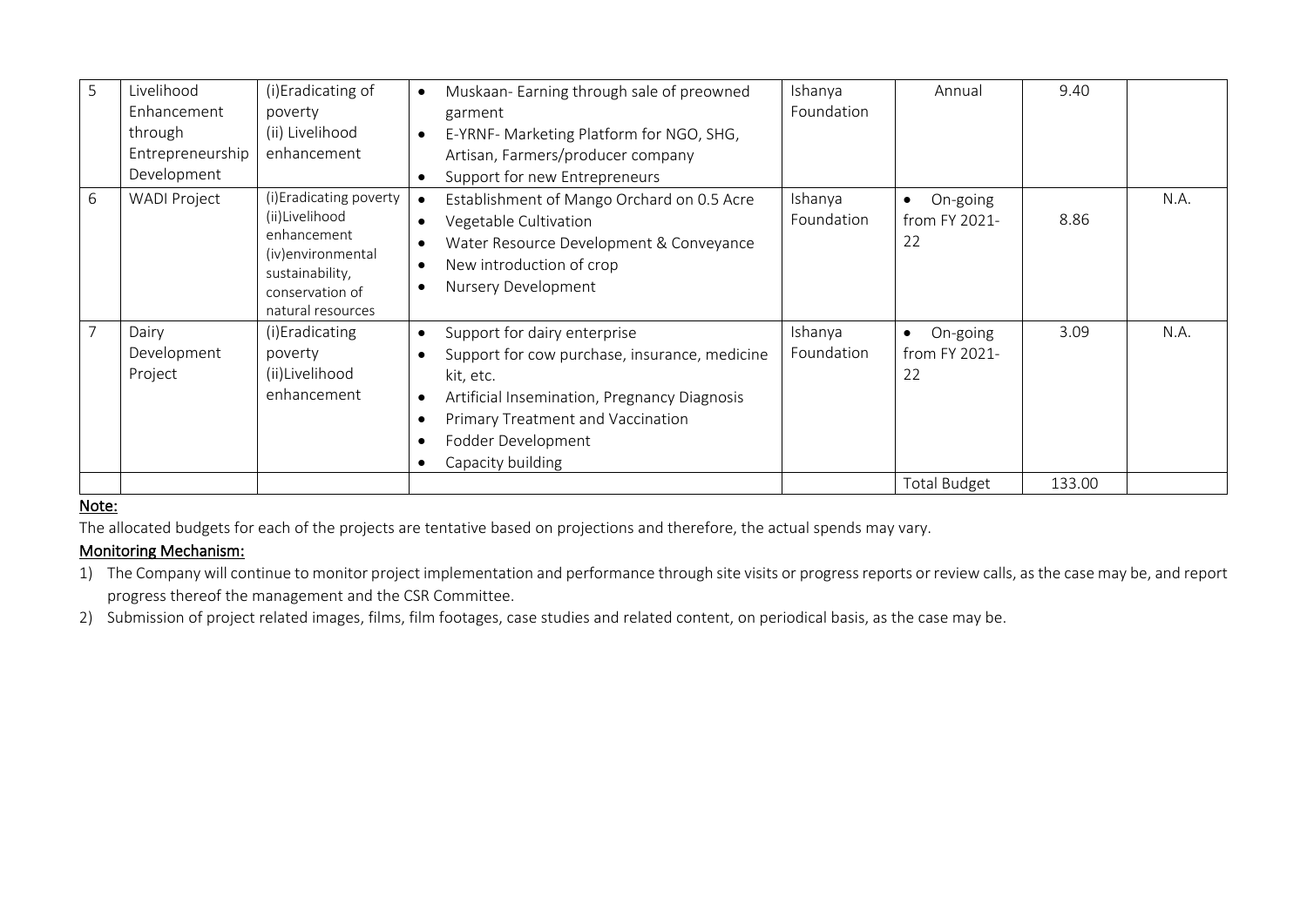| | | | | | | | |
|---|---|---|---|---|---|---|---|
| 5 | Livelihood Enhancement through Entrepreneurship Development | (i)Eradicating of poverty<br>(ii) Livelihood enhancement | • Muskaan- Earning through sale of preowned garment<br>• E-YRNF- Marketing Platform for NGO, SHG, Artisan, Farmers/producer company<br>• Support for new Entrepreneurs | Ishanya Foundation | Annual | 9.40 | |
| 6 | WADI Project | (i)Eradicating poverty<br>(ii)Livelihood enhancement<br>(iv)environmental sustainability, conservation of natural resources | • Establishment of Mango Orchard on 0.5 Acre<br>• Vegetable Cultivation<br>• Water Resource Development & Conveyance<br>• New introduction of crop<br>• Nursery Development | Ishanya Foundation | • On-going from FY 2021-22 | 8.86 | N.A. |
| 7 | Dairy Development Project | (i)Eradicating poverty<br>(ii)Livelihood enhancement | • Support for dairy enterprise<br>• Support for cow purchase, insurance, medicine kit, etc.<br>• Artificial Insemination, Pregnancy Diagnosis<br>• Primary Treatment and Vaccination<br>• Fodder Development<br>• Capacity building | Ishanya Foundation | • On-going from FY 2021-22 | 3.09 | N.A. |
| | | | | | Total Budget | 133.00 | |

**Note:**

The allocated budgets for each of the projects are tentative based on projections and therefore, the actual spends may vary.

**Monitoring Mechanism:**

1) The Company will continue to monitor project implementation and performance through site visits or progress reports or review calls, as the case may be, and report progress thereof the management and the CSR Committee.
2) Submission of project related images, films, film footages, case studies and related content, on periodical basis, as the case may be.